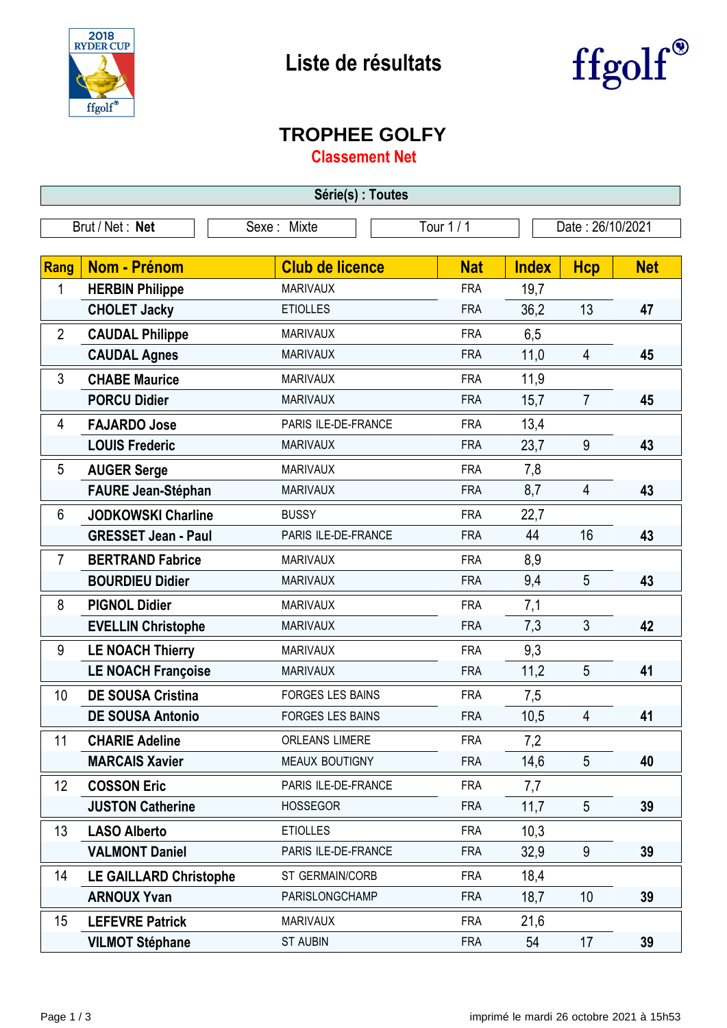# Liste de résultats

## TROPHEE GOLFY

### Classement Net

**Série(s) : Toutes**

| Brut / Net : **Net** | Sexe : Mixte | Tour 1 / 1 | Date : 26/10/2021 |
|---|---|---|---|

| Rang | Nom - Prénom | Club de licence | Nat | Index | Hcp | Net |
|---|---|---|---|---|---|---|
| 1 | **HERBIN Philippe** | MARIVAUX | FRA | 19,7 | | |
| | **CHOLET Jacky** | ETIOLLES | FRA | 36,2 | 13 | **47** |
| 2 | **CAUDAL Philippe** | MARIVAUX | FRA | 6,5 | | |
| | **CAUDAL Agnes** | MARIVAUX | FRA | 11,0 | 4 | **45** |
| 3 | **CHABE Maurice** | MARIVAUX | FRA | 11,9 | | |
| | **PORCU Didier** | MARIVAUX | FRA | 15,7 | 7 | **45** |
| 4 | **FAJARDO Jose** | PARIS ILE-DE-FRANCE | FRA | 13,4 | | |
| | **LOUIS Frederic** | MARIVAUX | FRA | 23,7 | 9 | **43** |
| 5 | **AUGER Serge** | MARIVAUX | FRA | 7,8 | | |
| | **FAURE Jean-Stéphan** | MARIVAUX | FRA | 8,7 | 4 | **43** |
| 6 | **JODKOWSKI Charline** | BUSSY | FRA | 22,7 | | |
| | **GRESSET Jean - Paul** | PARIS ILE-DE-FRANCE | FRA | 44 | 16 | **43** |
| 7 | **BERTRAND Fabrice** | MARIVAUX | FRA | 8,9 | | |
| | **BOURDIEU Didier** | MARIVAUX | FRA | 9,4 | 5 | **43** |
| 8 | **PIGNOL Didier** | MARIVAUX | FRA | 7,1 | | |
| | **EVELLIN Christophe** | MARIVAUX | FRA | 7,3 | 3 | **42** |
| 9 | **LE NOACH Thierry** | MARIVAUX | FRA | 9,3 | | |
| | **LE NOACH Françoise** | MARIVAUX | FRA | 11,2 | 5 | **41** |
| 10 | **DE SOUSA Cristina** | FORGES LES BAINS | FRA | 7,5 | | |
| | **DE SOUSA Antonio** | FORGES LES BAINS | FRA | 10,5 | 4 | **41** |
| 11 | **CHARIE Adeline** | ORLEANS LIMERE | FRA | 7,2 | | |
| | **MARCAIS Xavier** | MEAUX BOUTIGNY | FRA | 14,6 | 5 | **40** |
| 12 | **COSSON Eric** | PARIS ILE-DE-FRANCE | FRA | 7,7 | | |
| | **JUSTON Catherine** | HOSSEGOR | FRA | 11,7 | 5 | **39** |
| 13 | **LASO Alberto** | ETIOLLES | FRA | 10,3 | | |
| | **VALMONT Daniel** | PARIS ILE-DE-FRANCE | FRA | 32,9 | 9 | **39** |
| 14 | **LE GAILLARD Christophe** | ST GERMAIN/CORB | FRA | 18,4 | | |
| | **ARNOUX Yvan** | PARISLONGCHAMP | FRA | 18,7 | 10 | **39** |
| 15 | **LEFEVRE Patrick** | MARIVAUX | FRA | 21,6 | | |
| | **VILMOT Stéphane** | ST AUBIN | FRA | 54 | 17 | **39** |

imprimé le mardi 26 octobre 2021 à 15h53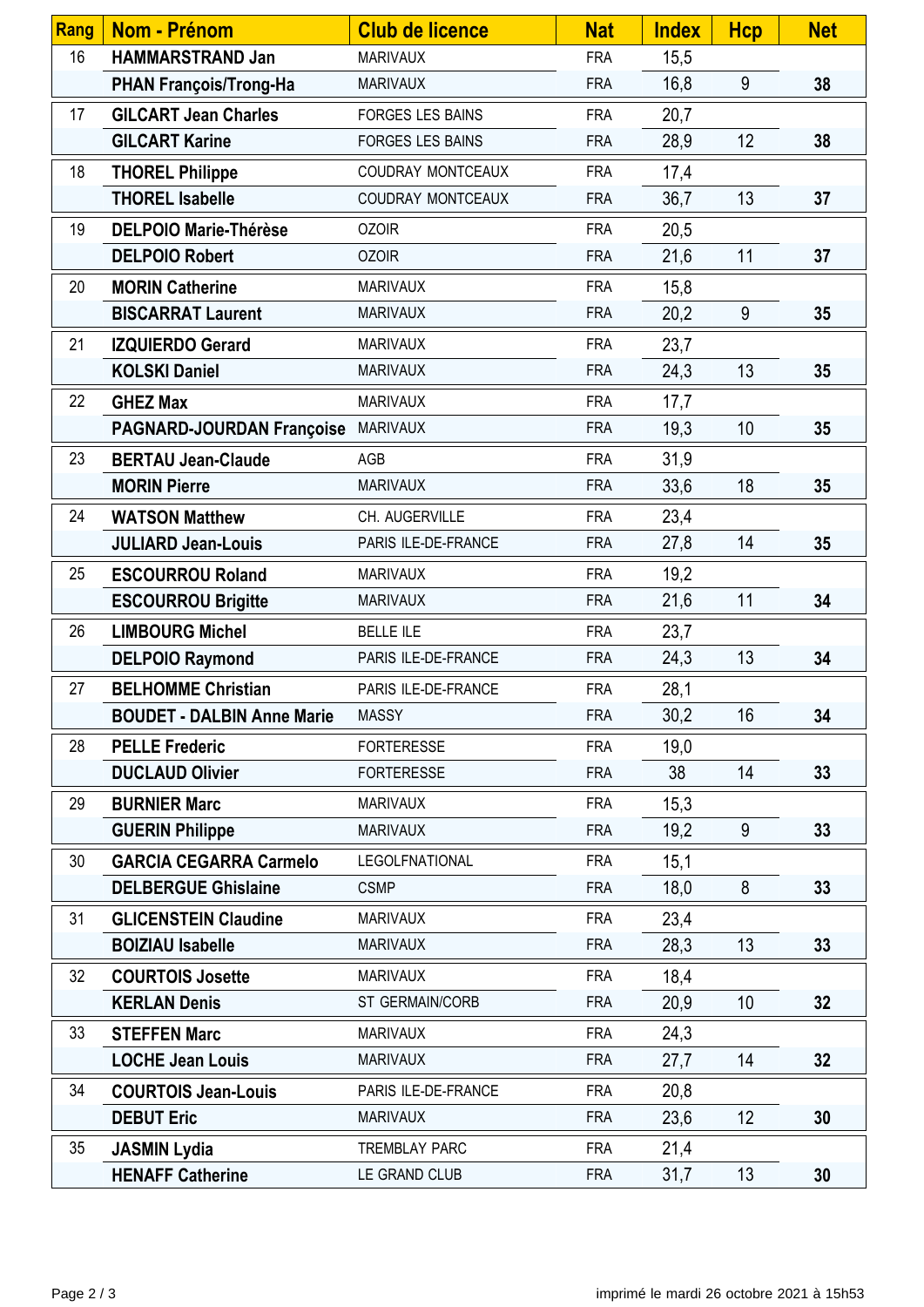| Rang | Nom - Prénom | Club de licence | Nat | Index | Hcp | Net |
|---|---|---|---|---|---|---|
| 16 | **HAMMARSTRAND Jan** | MARIVAUX | FRA | 15,5 | | |
| | **PHAN François/Trong-Ha** | MARIVAUX | FRA | 16,8 | 9 | **38** |
| 17 | **GILCART Jean Charles** | FORGES LES BAINS | FRA | 20,7 | | |
| | **GILCART Karine** | FORGES LES BAINS | FRA | 28,9 | 12 | **38** |
| 18 | **THOREL Philippe** | COUDRAY MONTCEAUX | FRA | 17,4 | | |
| | **THOREL Isabelle** | COUDRAY MONTCEAUX | FRA | 36,7 | 13 | **37** |
| 19 | **DELPOIO Marie-Thérèse** | OZOIR | FRA | 20,5 | | |
| | **DELPOIO Robert** | OZOIR | FRA | 21,6 | 11 | **37** |
| 20 | **MORIN Catherine** | MARIVAUX | FRA | 15,8 | | |
| | **BISCARRAT Laurent** | MARIVAUX | FRA | 20,2 | 9 | **35** |
| 21 | **IZQUIERDO Gerard** | MARIVAUX | FRA | 23,7 | | |
| | **KOLSKI Daniel** | MARIVAUX | FRA | 24,3 | 13 | **35** |
| 22 | **GHEZ Max** | MARIVAUX | FRA | 17,7 | | |
| | **PAGNARD-JOURDAN Françoise** | MARIVAUX | FRA | 19,3 | 10 | **35** |
| 23 | **BERTAU Jean-Claude** | AGB | FRA | 31,9 | | |
| | **MORIN Pierre** | MARIVAUX | FRA | 33,6 | 18 | **35** |
| 24 | **WATSON Matthew** | CH. AUGERVILLE | FRA | 23,4 | | |
| | **JULIARD Jean-Louis** | PARIS ILE-DE-FRANCE | FRA | 27,8 | 14 | **35** |
| 25 | **ESCOURROU Roland** | MARIVAUX | FRA | 19,2 | | |
| | **ESCOURROU Brigitte** | MARIVAUX | FRA | 21,6 | 11 | **34** |
| 26 | **LIMBOURG Michel** | BELLE ILE | FRA | 23,7 | | |
| | **DELPOIO Raymond** | PARIS ILE-DE-FRANCE | FRA | 24,3 | 13 | **34** |
| 27 | **BELHOMME Christian** | PARIS ILE-DE-FRANCE | FRA | 28,1 | | |
| | **BOUDET - DALBIN Anne Marie** | MASSY | FRA | 30,2 | 16 | **34** |
| 28 | **PELLE Frederic** | FORTERESSE | FRA | 19,0 | | |
| | **DUCLAUD Olivier** | FORTERESSE | FRA | 38 | 14 | **33** |
| 29 | **BURNIER Marc** | MARIVAUX | FRA | 15,3 | | |
| | **GUERIN Philippe** | MARIVAUX | FRA | 19,2 | 9 | **33** |
| 30 | **GARCIA CEGARRA Carmelo** | LEGOLFNATIONAL | FRA | 15,1 | | |
| | **DELBERGUE Ghislaine** | CSMP | FRA | 18,0 | 8 | **33** |
| 31 | **GLICENSTEIN Claudine** | MARIVAUX | FRA | 23,4 | | |
| | **BOIZIAU Isabelle** | MARIVAUX | FRA | 28,3 | 13 | **33** |
| 32 | **COURTOIS Josette** | MARIVAUX | FRA | 18,4 | | |
| | **KERLAN Denis** | ST GERMAIN/CORB | FRA | 20,9 | 10 | **32** |
| 33 | **STEFFEN Marc** | MARIVAUX | FRA | 24,3 | | |
| | **LOCHE Jean Louis** | MARIVAUX | FRA | 27,7 | 14 | **32** |
| 34 | **COURTOIS Jean-Louis** | PARIS ILE-DE-FRANCE | FRA | 20,8 | | |
| | **DEBUT Eric** | MARIVAUX | FRA | 23,6 | 12 | **30** |
| 35 | **JASMIN Lydia** | TREMBLAY PARC | FRA | 21,4 | | |
| | **HENAFF Catherine** | LE GRAND CLUB | FRA | 31,7 | 13 | **30** |

imprimé le mardi 26 octobre 2021 à 15h53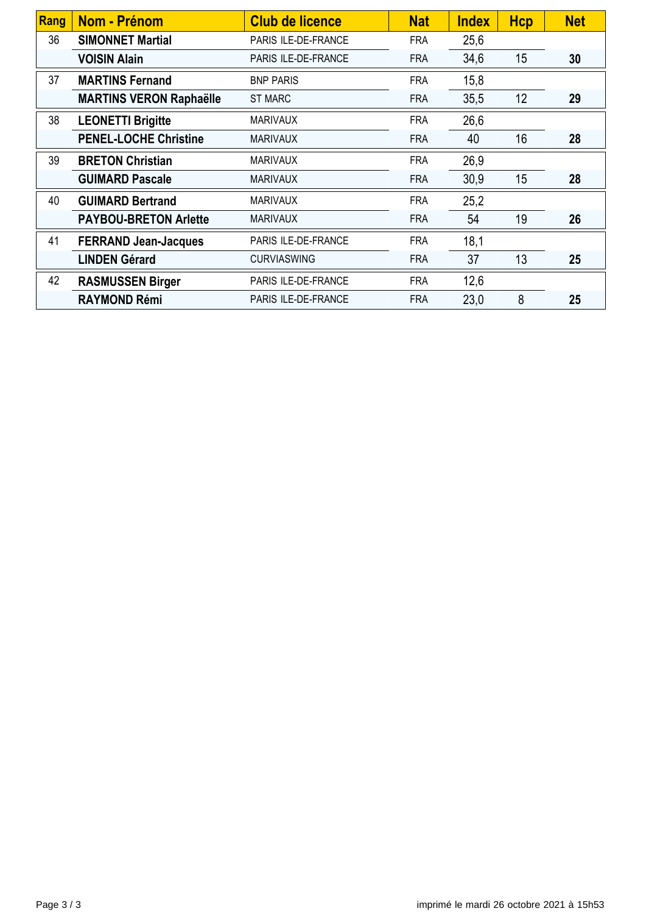| Rang | Nom - Prénom | Club de licence | Nat | Index | Hcp | Net |
|---|---|---|---|---|---|---|
| 36 | **SIMONNET Martial** | PARIS ILE-DE-FRANCE | FRA | 25,6 | | |
| | **VOISIN Alain** | PARIS ILE-DE-FRANCE | FRA | 34,6 | 15 | **30** |
| 37 | **MARTINS Fernand** | BNP PARIS | FRA | 15,8 | | |
| | **MARTINS VERON Raphaëlle** | ST MARC | FRA | 35,5 | 12 | **29** |
| 38 | **LEONETTI Brigitte** | MARIVAUX | FRA | 26,6 | | |
| | **PENEL-LOCHE Christine** | MARIVAUX | FRA | 40 | 16 | **28** |
| 39 | **BRETON Christian** | MARIVAUX | FRA | 26,9 | | |
| | **GUIMARD Pascale** | MARIVAUX | FRA | 30,9 | 15 | **28** |
| 40 | **GUIMARD Bertrand** | MARIVAUX | FRA | 25,2 | | |
| | **PAYBOU-BRETON Arlette** | MARIVAUX | FRA | 54 | 19 | **26** |
| 41 | **FERRAND Jean-Jacques** | PARIS ILE-DE-FRANCE | FRA | 18,1 | | |
| | **LINDEN Gérard** | CURVIASWING | FRA | 37 | 13 | **25** |
| 42 | **RASMUSSEN Birger** | PARIS ILE-DE-FRANCE | FRA | 12,6 | | |
| | **RAYMOND Rémi** | PARIS ILE-DE-FRANCE | FRA | 23,0 | 8 | **25** |

imprimé le mardi 26 octobre 2021 à 15h53